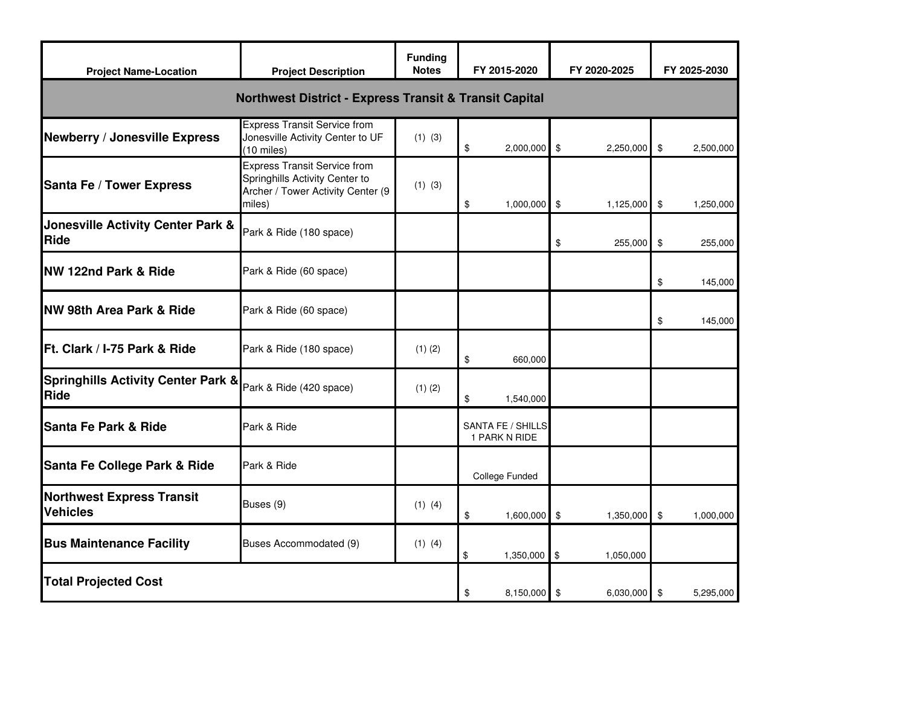| Project Name-Location | Project Description | Funding Notes | FY 2015-2020 | FY 2020-2025 | FY 2025-2030 |
|---|---|---|---|---|---|
| **Northwest District - Express Transit & Transit Capital** | | | | | |
| **Newberry / Jonesville Express** | Express Transit Service from Jonesville Activity Center to UF (10 miles) | (1) (3) | $ 2,000,000 | $ 2,250,000 | $ 2,500,000 |
| **Santa Fe / Tower Express** | Express Transit Service from Springhills Activity Center to Archer / Tower Activity Center (9 miles) | (1) (3) | $ 1,000,000 | $ 1,125,000 | $ 1,250,000 |
| **Jonesville Activity Center Park & Ride** | Park & Ride (180 space) | | | $ 255,000 | $ 255,000 |
| **NW 122nd Park & Ride** | Park & Ride (60 space) | | | | $ 145,000 |
| **NW 98th Area Park & Ride** | Park & Ride (60 space) | | | | $ 145,000 |
| **Ft. Clark / I-75 Park & Ride** | Park & Ride (180 space) | (1) (2) | $ 660,000 | | |
| **Springhills Activity Center Park & Ride** | Park & Ride (420 space) | (1) (2) | $ 1,540,000 | | |
| **Santa Fe Park & Ride** | Park & Ride | | SANTA FE / SHILLS 1 PARK N RIDE | | |
| **Santa Fe College Park & Ride** | Park & Ride | | College Funded | | |
| **Northwest Express Transit Vehicles** | Buses (9) | (1) (4) | $ 1,600,000 | $ 1,350,000 | $ 1,000,000 |
| **Bus Maintenance Facility** | Buses Accommodated (9) | (1) (4) | $ 1,350,000 | $ 1,050,000 | |
| **Total Projected Cost** | | | $ 8,150,000 | $ 6,030,000 | $ 5,295,000 |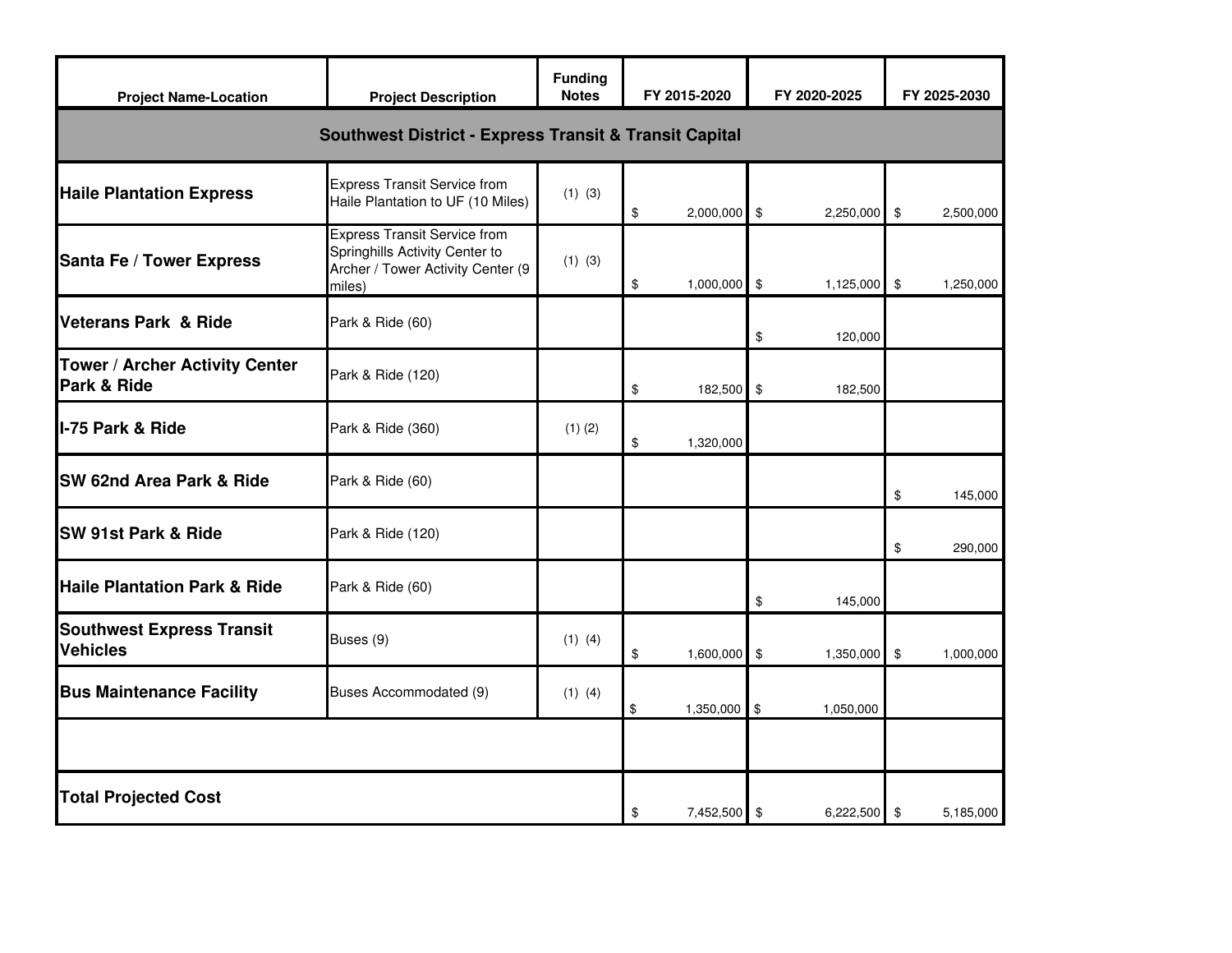| Project Name-Location | Project Description | Funding Notes | FY 2015-2020 | FY 2020-2025 | FY 2025-2030 |
|---|---|---|---|---|---|
| **Southwest District - Express Transit & Transit Capital** | | | | | |
| **Haile Plantation Express** | Express Transit Service from Haile Plantation to UF (10 Miles) | (1) (3) | $ 2,000,000 | $ 2,250,000 | $ 2,500,000 |
| **Santa Fe / Tower Express** | Express Transit Service from Springhills Activity Center to Archer / Tower Activity Center (9 miles) | (1) (3) | $ 1,000,000 | $ 1,125,000 | $ 1,250,000 |
| **Veterans Park & Ride** | Park & Ride (60) | | | $ 120,000 | |
| **Tower / Archer Activity Center Park & Ride** | Park & Ride (120) | | $ 182,500 | $ 182,500 | |
| **I-75 Park & Ride** | Park & Ride (360) | (1) (2) | $ 1,320,000 | | |
| **SW 62nd Area Park & Ride** | Park & Ride (60) | | | | $ 145,000 |
| **SW 91st Park & Ride** | Park & Ride (120) | | | | $ 290,000 |
| **Haile Plantation Park & Ride** | Park & Ride (60) | | | $ 145,000 | |
| **Southwest Express Transit Vehicles** | Buses (9) | (1) (4) | $ 1,600,000 | $ 1,350,000 | $ 1,000,000 |
| **Bus Maintenance Facility** | Buses Accommodated (9) | (1) (4) | $ 1,350,000 | $ 1,050,000 | |
| | | | | | |
| **Total Projected Cost** | | | $ 7,452,500 | $ 6,222,500 | $ 5,185,000 |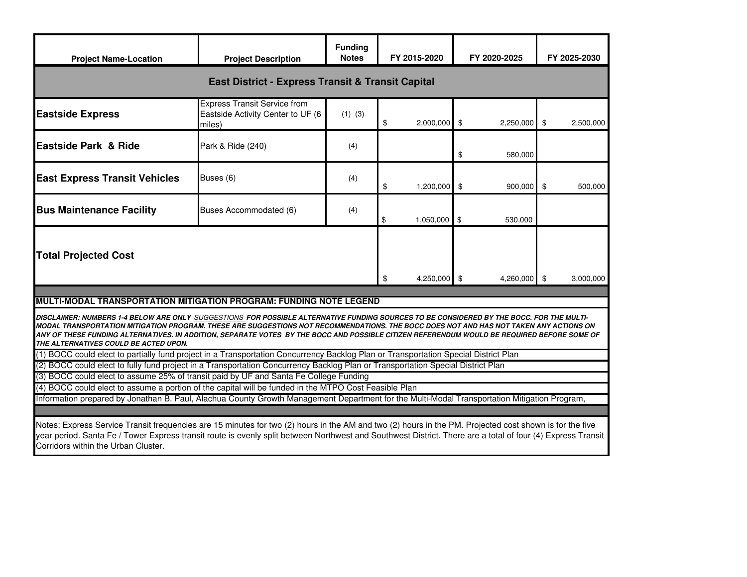| Project Name-Location | Project Description | Funding Notes | FY 2015-2020 | FY 2020-2025 | FY 2025-2030 |
|---|---|---|---|---|---|
| **East District - Express Transit & Transit Capital** | | | | | |
| **Eastside Express** | Express Transit Service from Eastside Activity Center to UF (6 miles) | (1) (3) | $ 2,000,000 | $ 2,250,000 | $ 2,500,000 |
| **Eastside Park & Ride** | Park & Ride (240) | (4) | | $ 580,000 | |
| **East Express Transit Vehicles** | Buses (6) | (4) | $ 1,200,000 | $ 900,000 | $ 500,000 |
| **Bus Maintenance Facility** | Buses Accommodated (6) | (4) | $ 1,050,000 | $ 530,000 | |
| **Total Projected Cost** | | | $ 4,250,000 | $ 4,260,000 | $ 3,000,000 |

**MULTI-MODAL TRANSPORTATION MITIGATION PROGRAM: FUNDING NOTE LEGEND**

***DISCLAIMER: NUMBERS 1-4 BELOW ARE ONLY <u>SUGGESTIONS</u> FOR POSSIBLE ALTERNATIVE FUNDING SOURCES TO BE CONSIDERED BY THE BOCC. FOR THE MULTI-MODAL TRANSPORTATION MITIGATION PROGRAM. THESE ARE SUGGESTIONS NOT RECOMMENDATIONS. THE BOCC DOES NOT AND HAS NOT TAKEN ANY ACTIONS ON ANY OF THESE FUNDING ALTERNATIVES. IN ADDITION, SEPARATE VOTES BY THE BOCC AND POSSIBLE CITIZEN REFERENDUM WOULD BE REQUIRED BEFORE SOME OF THE ALTERNATIVES COULD BE ACTED UPON.***

(1) BOCC could elect to partially fund project in a Transportation Concurrency Backlog Plan or Transportation Special District Plan

(2) BOCC could elect to fully fund project in a Transportation Concurrency Backlog Plan or Transportation Special District Plan

(3) BOCC could elect to assume 25% of transit paid by UF and Santa Fe College Funding

(4) BOCC could elect to assume a portion of the capital will be funded in the MTPO Cost Feasible Plan

Information prepared by Jonathan B. Paul, Alachua County Growth Management Department for the Multi-Modal Transportation Mitigation Program,

Notes: Express Service Transit frequencies are 15 minutes for two (2) hours in the AM and two (2) hours in the PM. Projected cost shown is for the five year period. Santa Fe / Tower Express transit route is evenly split between Northwest and Southwest District. There are a total of four (4) Express Transit Corridors within the Urban Cluster.